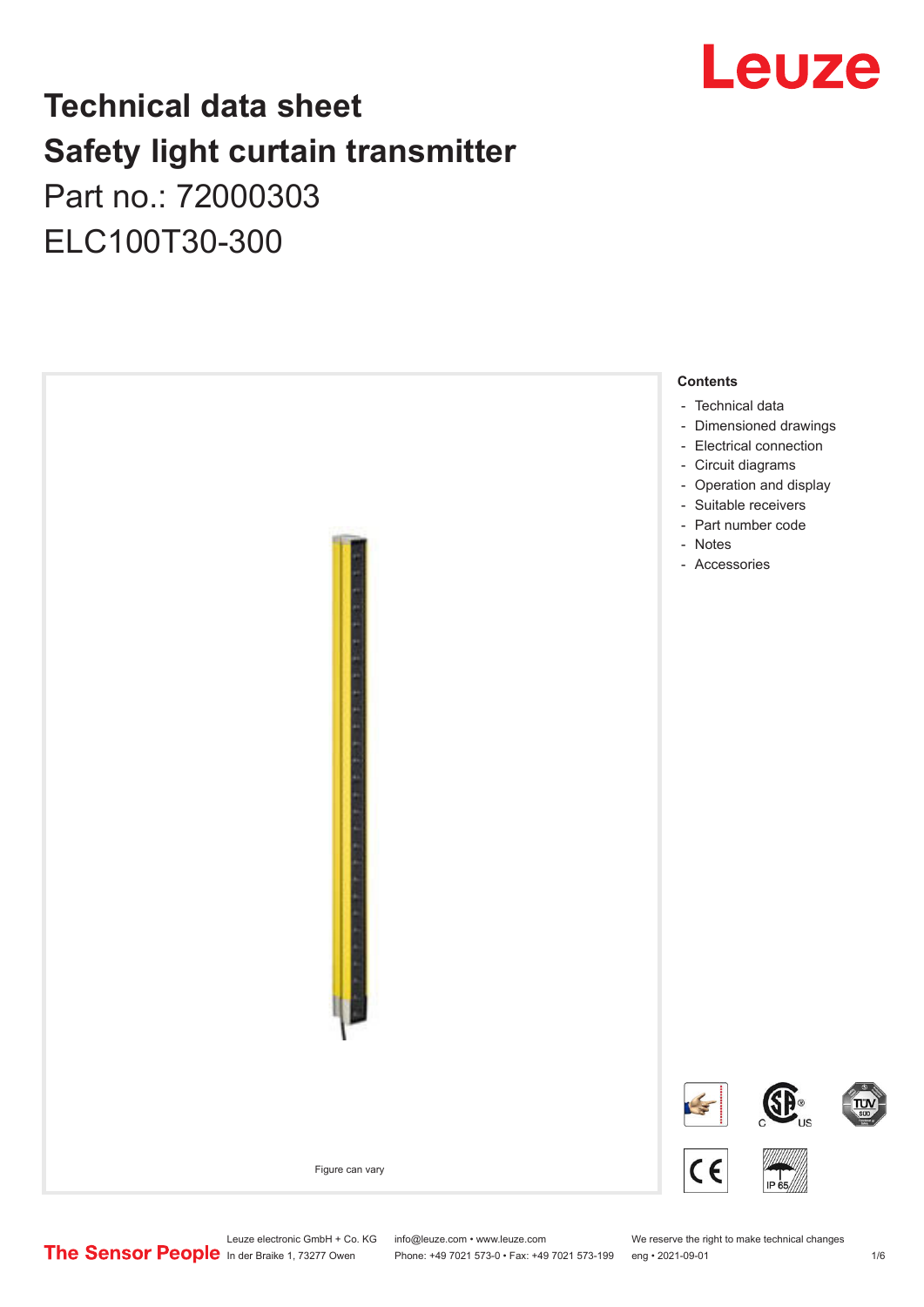# Technical data sheet
# Safety light curtain transmitter
## Part no.: 72000303
## ELC100T30-300

Figure can vary

**Contents**

- Technical data
- Dimensioned drawings
- Electrical connection
- Circuit diagrams
- Operation and display
- Suitable receivers
- Part number code
- Notes
- Accessories

Leuze electronic GmbH + Co. KG
In der Braike 1, 73277 Owen

info@leuze.com • www.leuze.com
Phone: +49 7021 573-0 • Fax: +49 7021 573-199

We reserve the right to make technical changes
eng • 2021-09-01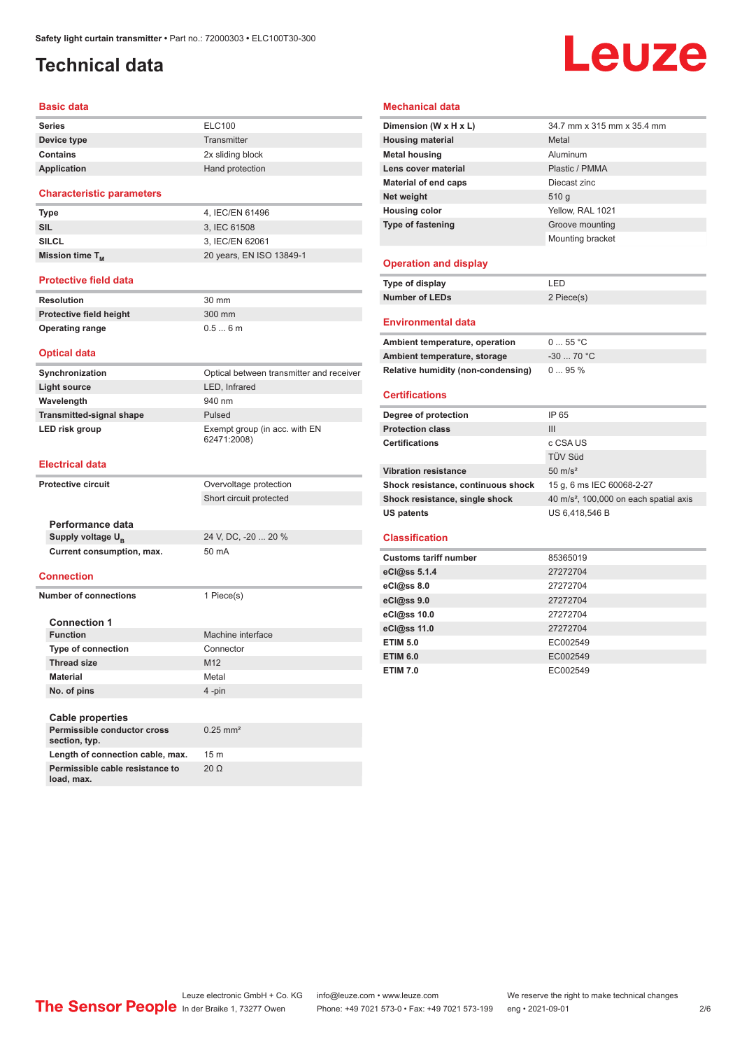Safety light curtain transmitter • Part no.: 72000303 • ELC100T30-300

# Technical data

## Basic data

| | |
|---|---|
| **Series** | ELC100 |
| **Device type** | Transmitter |
| **Contains** | 2x sliding block |
| **Application** | Hand protection |

## Characteristic parameters

| | |
|---|---|
| **Type** | 4, IEC/EN 61496 |
| **SIL** | 3, IEC 61508 |
| **SILCL** | 3, IEC/EN 62061 |
| **Mission time $T_M$** | 20 years, EN ISO 13849-1 |

## Protective field data

| | |
|---|---|
| **Resolution** | 30 mm |
| **Protective field height** | 300 mm |
| **Operating range** | 0.5 ... 6 m |

## Optical data

| | |
|---|---|
| **Synchronization** | Optical between transmitter and receiver |
| **Light source** | LED, Infrared |
| **Wavelength** | 940 nm |
| **Transmitted-signal shape** | Pulsed |
| **LED risk group** | Exempt group (in acc. with EN 62471:2008) |

## Electrical data

| | |
|---|---|
| **Protective circuit** | Overvoltage protection |
| | Short circuit protected |

### Performance data

| | |
|---|---|
| **Supply voltage $U_B$** | 24 V, DC, -20 ... 20 % |
| **Current consumption, max.** | 50 mA |

## Connection

| | |
|---|---|
| **Number of connections** | 1 Piece(s) |

### Connection 1

| | |
|---|---|
| **Function** | Machine interface |
| **Type of connection** | Connector |
| **Thread size** | M12 |
| **Material** | Metal |
| **No. of pins** | 4 -pin |

### Cable properties

| | |
|---|---|
| **Permissible conductor cross section, typ.** | 0.25 mm² |
| **Length of connection cable, max.** | 15 m |
| **Permissible cable resistance to load, max.** | 20 Ω |

## Mechanical data

| | |
|---|---|
| **Dimension (W x H x L)** | 34.7 mm x 315 mm x 35.4 mm |
| **Housing material** | Metal |
| **Metal housing** | Aluminum |
| **Lens cover material** | Plastic / PMMA |
| **Material of end caps** | Diecast zinc |
| **Net weight** | 510 g |
| **Housing color** | Yellow, RAL 1021 |
| **Type of fastening** | Groove mounting |
| | Mounting bracket |

## Operation and display

| | |
|---|---|
| **Type of display** | LED |
| **Number of LEDs** | 2 Piece(s) |

## Environmental data

| | |
|---|---|
| **Ambient temperature, operation** | 0 ... 55 °C |
| **Ambient temperature, storage** | -30 ... 70 °C |
| **Relative humidity (non-condensing)** | 0 ... 95 % |

## Certifications

| | |
|---|---|
| **Degree of protection** | IP 65 |
| **Protection class** | III |
| **Certifications** | c CSA US |
| | TÜV Süd |
| **Vibration resistance** | 50 m/s² |
| **Shock resistance, continuous shock** | 15 g, 6 ms IEC 60068-2-27 |
| **Shock resistance, single shock** | 40 m/s², 100,000 on each spatial axis |
| **US patents** | US 6,418,546 B |

## Classification

| | |
|---|---|
| **Customs tariff number** | 85365019 |
| **eCl@ss 5.1.4** | 27272704 |
| **eCl@ss 8.0** | 27272704 |
| **eCl@ss 9.0** | 27272704 |
| **eCl@ss 10.0** | 27272704 |
| **eCl@ss 11.0** | 27272704 |
| **ETIM 5.0** | EC002549 |
| **ETIM 6.0** | EC002549 |
| **ETIM 7.0** | EC002549 |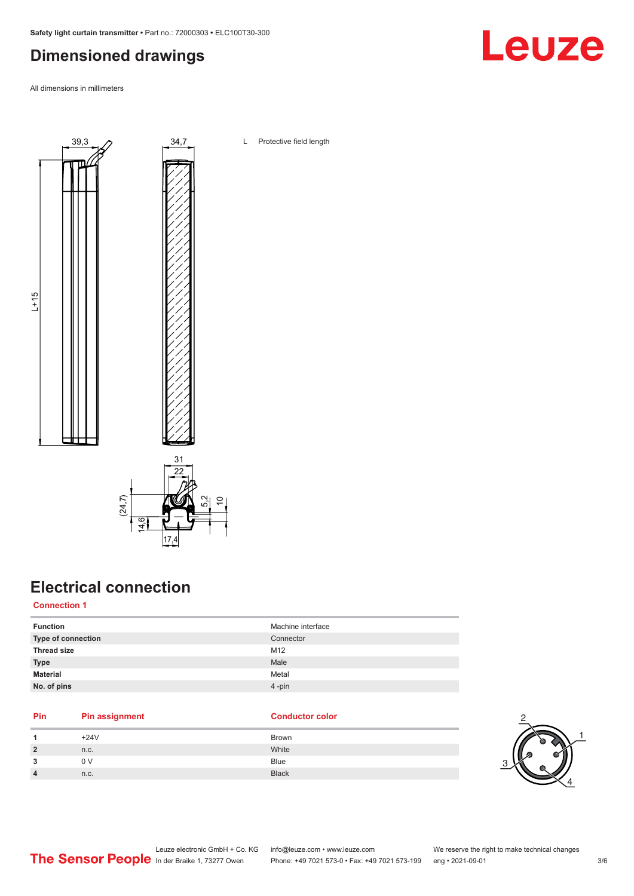# Dimensioned drawings

All dimensions in millimeters

L Protective field length

# Electrical connection

## Connection 1

| Function | Machine interface |
|---|---|
| Type of connection | Connector |
| Thread size | M12 |
| Type | Male |
| Material | Metal |
| No. of pins | 4 -pin |

| Pin | Pin assignment | Conductor color |
|---|---|---|
| 1 | +24V | Brown |
| 2 | n.c. | White |
| 3 | 0 V | Blue |
| 4 | n.c. | Black |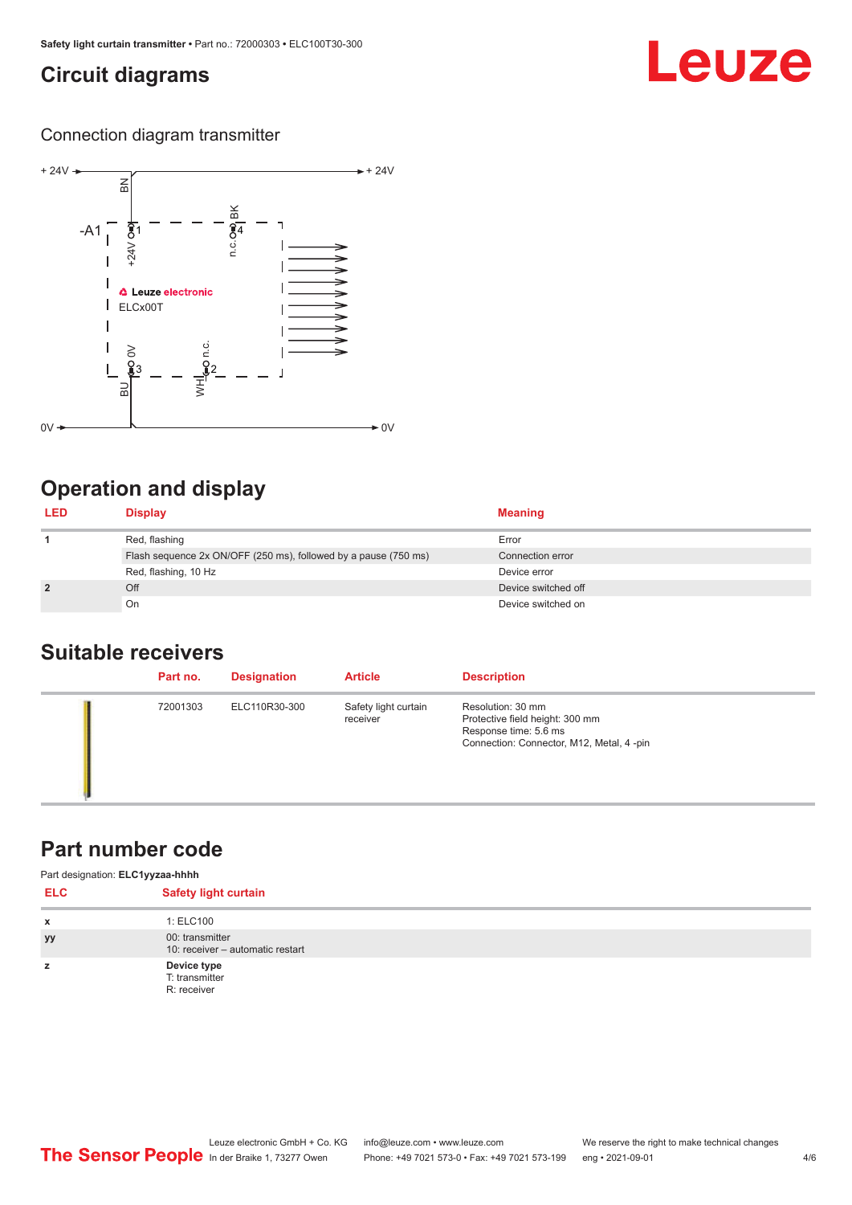# Circuit diagrams

Connection diagram transmitter

## Operation and display

| LED | Display | Meaning |
|---|---|---|
| 1 | Red, flashing | Error |
| | Flash sequence 2x ON/OFF (250 ms), followed by a pause (750 ms) | Connection error |
| | Red, flashing, 10 Hz | Device error |
| 2 | Off | Device switched off |
| | On | Device switched on |

## Suitable receivers

| | Part no. | Designation | Article | Description |
|---|---|---|---|---|
| | 72001303 | ELC110R30-300 | Safety light curtain receiver | Resolution: 30 mm<br>Protective field height: 300 mm<br>Response time: 5.6 ms<br>Connection: Connector, M12, Metal, 4 -pin |

## Part number code

Part designation: **ELC1yyzaa-hhhh**

| ELC | Safety light curtain |
|---|---|
| x | 1: ELC100 |
| yy | 00: transmitter<br>10: receiver – automatic restart |
| z | **Device type**<br>T: transmitter<br>R: receiver |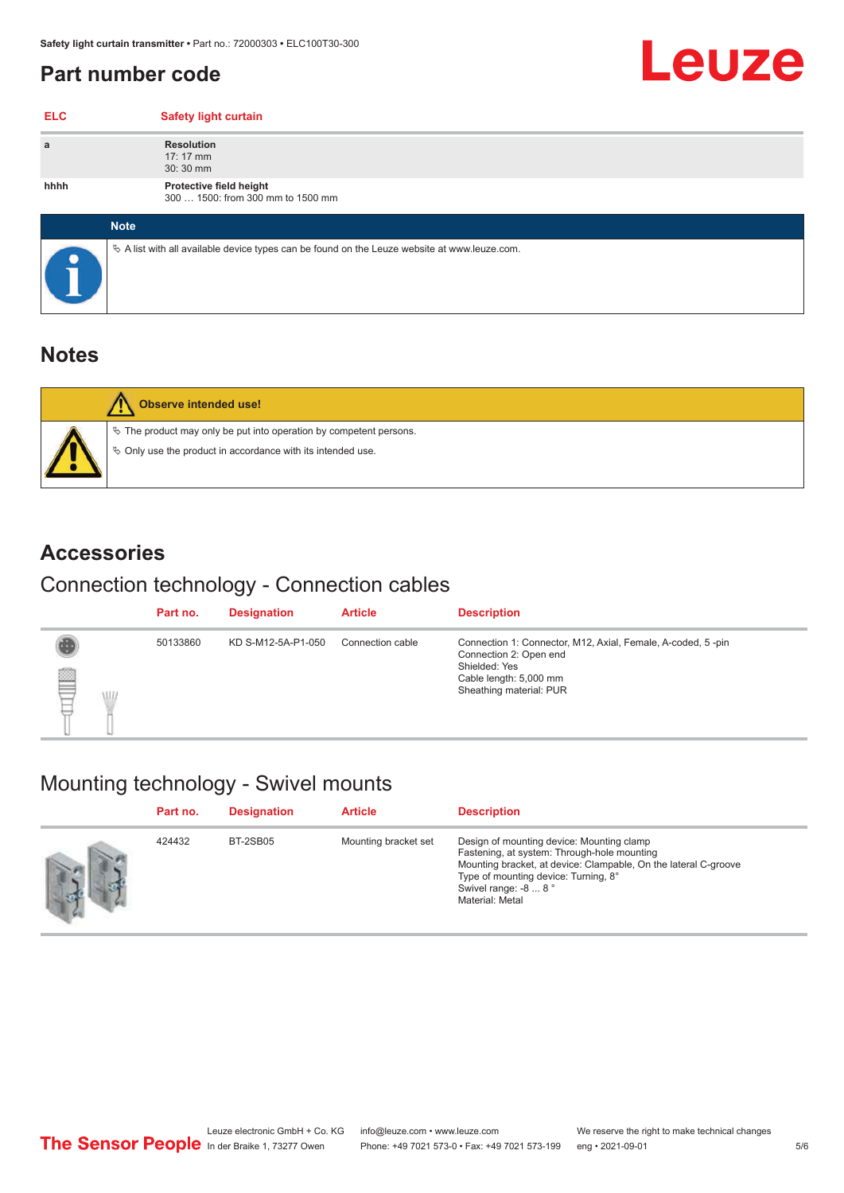## Part number code

| ELC | Safety light curtain |
|---|---|
| a | **Resolution**<br>17: 17 mm<br>30: 30 mm |
| hhhh | **Protective field height**<br>300 … 1500: from 300 mm to 1500 mm |

**Note**

A list with all available device types can be found on the Leuze website at www.leuze.com.

## Notes

**Observe intended use!**

- The product may only be put into operation by competent persons.
- Only use the product in accordance with its intended use.

## Accessories

### Connection technology - Connection cables

| Part no. | Designation | Article | Description |
|---|---|---|---|
| 50133860 | KD S-M12-5A-P1-050 | Connection cable | Connection 1: Connector, M12, Axial, Female, A-coded, 5 -pin<br>Connection 2: Open end<br>Shielded: Yes<br>Cable length: 5,000 mm<br>Sheathing material: PUR |

### Mounting technology - Swivel mounts

| Part no. | Designation | Article | Description |
|---|---|---|---|
| 424432 | BT-2SB05 | Mounting bracket set | Design of mounting device: Mounting clamp<br>Fastening, at system: Through-hole mounting<br>Mounting bracket, at device: Clampable, On the lateral C-groove<br>Type of mounting device: Turning, 8°<br>Swivel range: -8 ... 8 °<br>Material: Metal |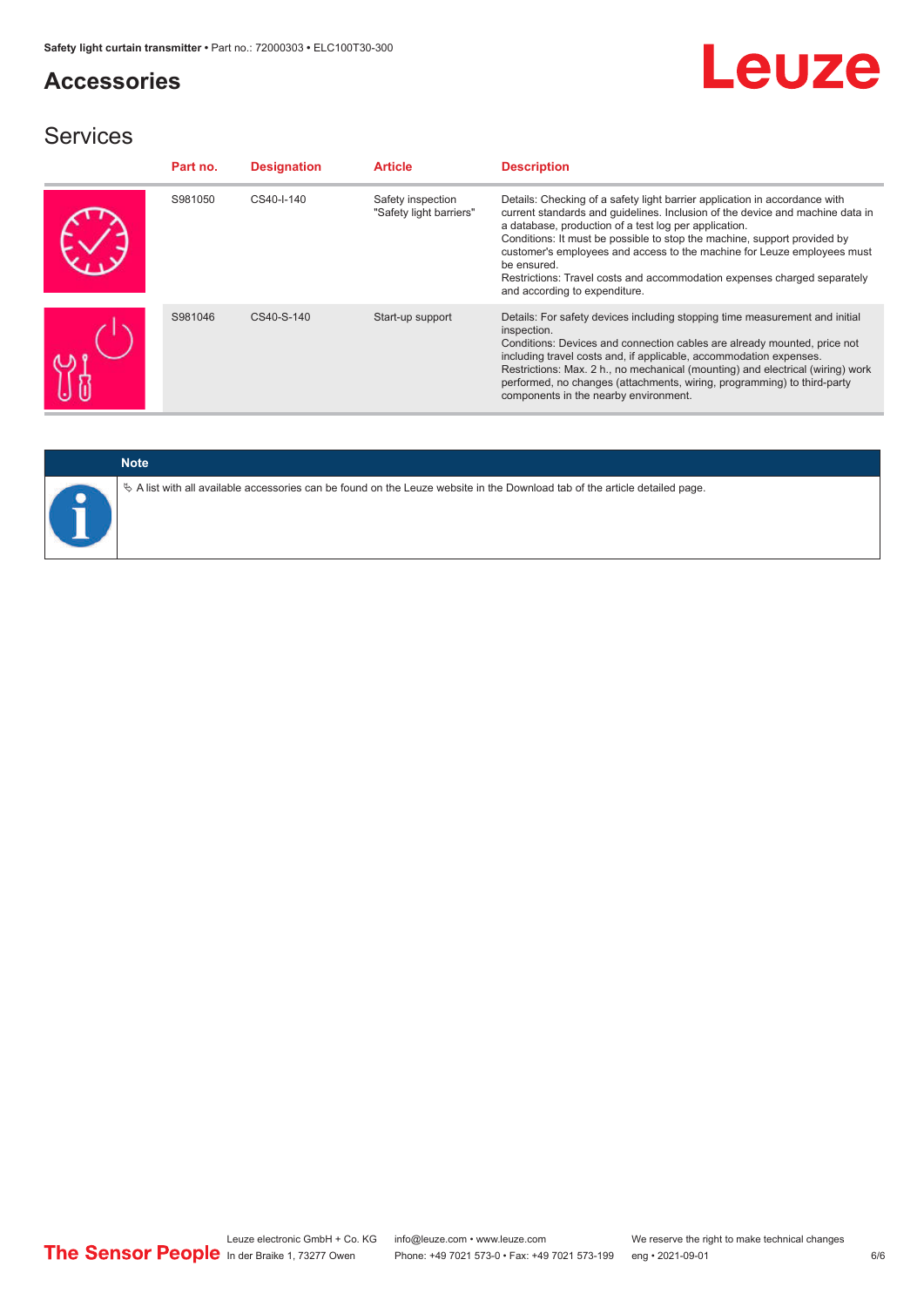## Accessories

### Services

| | Part no. | Designation | Article | Description |
|---|---|---|---|---|
| | S981050 | CS40-I-140 | Safety inspection "Safety light barriers" | Details: Checking of a safety light barrier application in accordance with current standards and guidelines. Inclusion of the device and machine data in a database, production of a test log per application.<br>Conditions: It must be possible to stop the machine, support provided by customer's employees and access to the machine for Leuze employees must be ensured.<br>Restrictions: Travel costs and accommodation expenses charged separately and according to expenditure. |
| | S981046 | CS40-S-140 | Start-up support | Details: For safety devices including stopping time measurement and initial inspection.<br>Conditions: Devices and connection cables are already mounted, price not including travel costs and, if applicable, accommodation expenses.<br>Restrictions: Max. 2 h., no mechanical (mounting) and electrical (wiring) work performed, no changes (attachments, wiring, programming) to third-party components in the nearby environment. |

**Note**

A list with all available accessories can be found on the Leuze website in the Download tab of the article detailed page.